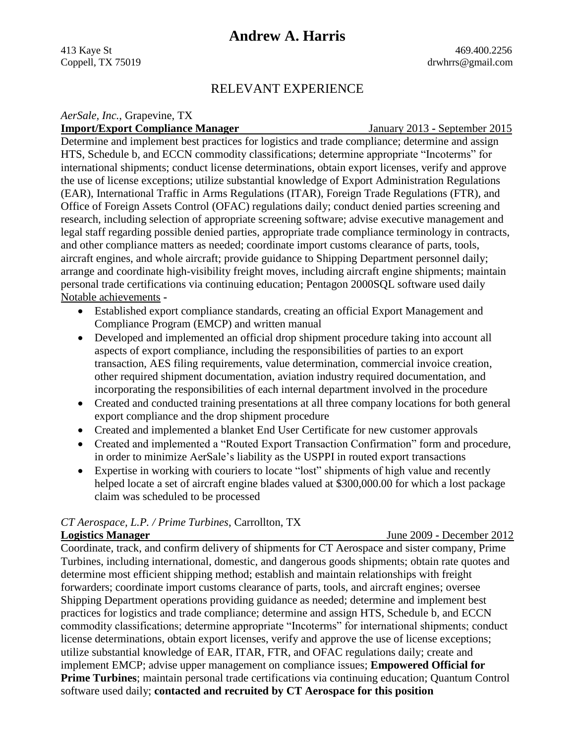# Andrew A. Harris

413 Kaye St
Coppell, TX 75019

469.400.2256
drwhrrs@gmail.com

## RELEVANT EXPERIENCE

*AerSale, Inc.*, Grapevine, TX
**Import/Export Compliance Manager** January 2013 - September 2015

Determine and implement best practices for logistics and trade compliance; determine and assign HTS, Schedule b, and ECCN commodity classifications; determine appropriate "Incoterms" for international shipments; conduct license determinations, obtain export licenses, verify and approve the use of license exceptions; utilize substantial knowledge of Export Administration Regulations (EAR), International Traffic in Arms Regulations (ITAR), Foreign Trade Regulations (FTR), and Office of Foreign Assets Control (OFAC) regulations daily; conduct denied parties screening and research, including selection of appropriate screening software; advise executive management and legal staff regarding possible denied parties, appropriate trade compliance terminology in contracts, and other compliance matters as needed; coordinate import customs clearance of parts, tools, aircraft engines, and whole aircraft; provide guidance to Shipping Department personnel daily; arrange and coordinate high-visibility freight moves, including aircraft engine shipments; maintain personal trade certifications via continuing education; Pentagon 2000SQL software used daily

Notable achievements -

- Established export compliance standards, creating an official Export Management and Compliance Program (EMCP) and written manual
- Developed and implemented an official drop shipment procedure taking into account all aspects of export compliance, including the responsibilities of parties to an export transaction, AES filing requirements, value determination, commercial invoice creation, other required shipment documentation, aviation industry required documentation, and incorporating the responsibilities of each internal department involved in the procedure
- Created and conducted training presentations at all three company locations for both general export compliance and the drop shipment procedure
- Created and implemented a blanket End User Certificate for new customer approvals
- Created and implemented a "Routed Export Transaction Confirmation" form and procedure, in order to minimize AerSale's liability as the USPPI in routed export transactions
- Expertise in working with couriers to locate "lost" shipments of high value and recently helped locate a set of aircraft engine blades valued at $300,000.00 for which a lost package claim was scheduled to be processed

*CT Aerospace, L.P. / Prime Turbines*, Carrollton, TX
**Logistics Manager** June 2009 - December 2012

Coordinate, track, and confirm delivery of shipments for CT Aerospace and sister company, Prime Turbines, including international, domestic, and dangerous goods shipments; obtain rate quotes and determine most efficient shipping method; establish and maintain relationships with freight forwarders; coordinate import customs clearance of parts, tools, and aircraft engines; oversee Shipping Department operations providing guidance as needed; determine and implement best practices for logistics and trade compliance; determine and assign HTS, Schedule b, and ECCN commodity classifications; determine appropriate "Incoterms" for international shipments; conduct license determinations, obtain export licenses, verify and approve the use of license exceptions; utilize substantial knowledge of EAR, ITAR, FTR, and OFAC regulations daily; create and implement EMCP; advise upper management on compliance issues; **Empowered Official for Prime Turbines**; maintain personal trade certifications via continuing education; Quantum Control software used daily; **contacted and recruited by CT Aerospace for this position**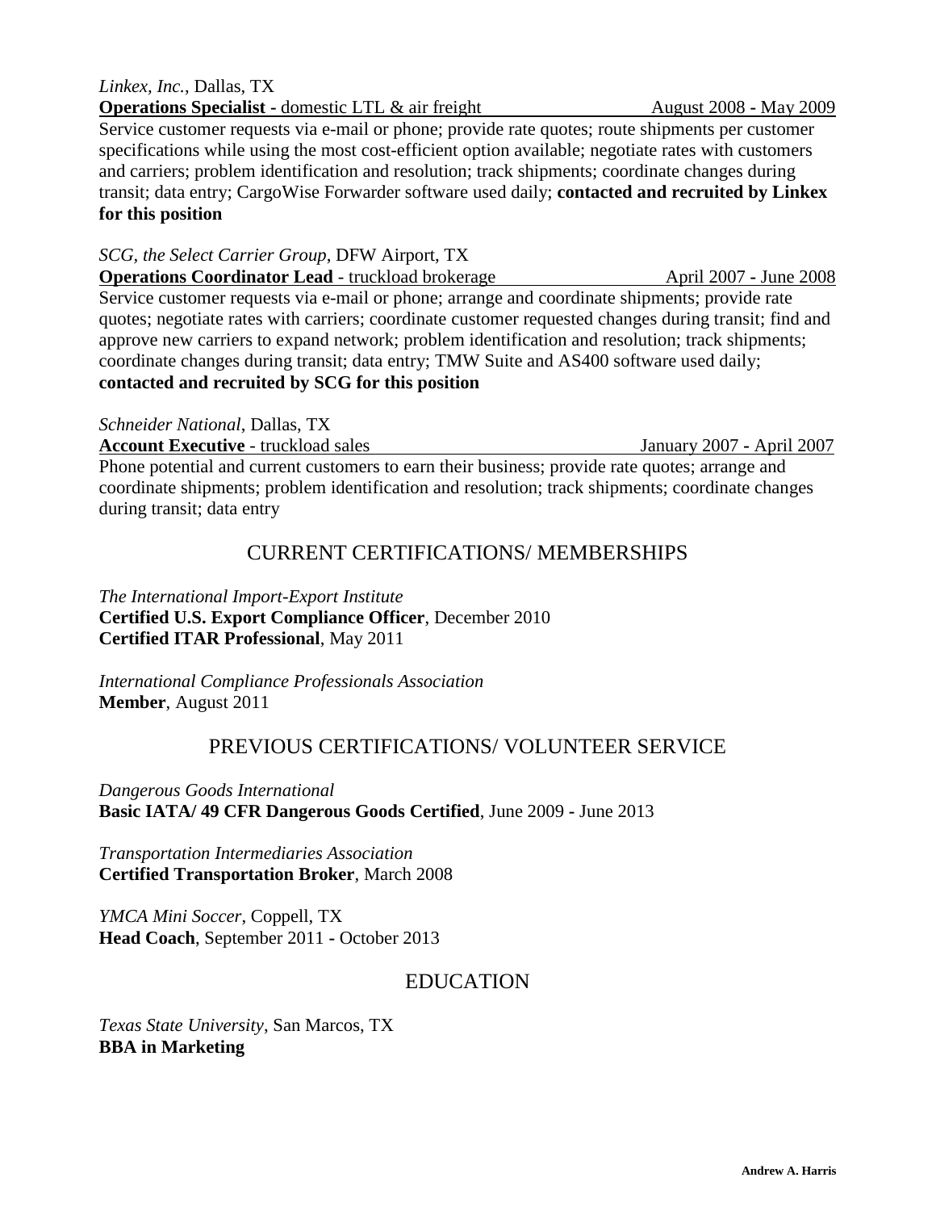*Linkex, Inc.*, Dallas, TX
**Operations Specialist** - domestic LTL & air freight August 2008 - May 2009

Service customer requests via e-mail or phone; provide rate quotes; route shipments per customer specifications while using the most cost-efficient option available; negotiate rates with customers and carriers; problem identification and resolution; track shipments; coordinate changes during transit; data entry; CargoWise Forwarder software used daily; **contacted and recruited by Linkex for this position**

*SCG, the Select Carrier Group*, DFW Airport, TX
**Operations Coordinator Lead** - truckload brokerage April 2007 - June 2008

Service customer requests via e-mail or phone; arrange and coordinate shipments; provide rate quotes; negotiate rates with carriers; coordinate customer requested changes during transit; find and approve new carriers to expand network; problem identification and resolution; track shipments; coordinate changes during transit; data entry; TMW Suite and AS400 software used daily; **contacted and recruited by SCG for this position**

*Schneider National*, Dallas, TX
**Account Executive** - truckload sales January 2007 - April 2007

Phone potential and current customers to earn their business; provide rate quotes; arrange and coordinate shipments; problem identification and resolution; track shipments; coordinate changes during transit; data entry

## CURRENT CERTIFICATIONS/ MEMBERSHIPS

*The International Import-Export Institute*
**Certified U.S. Export Compliance Officer**, December 2010
**Certified ITAR Professional**, May 2011

*International Compliance Professionals Association*
**Member**, August 2011

## PREVIOUS CERTIFICATIONS/ VOLUNTEER SERVICE

*Dangerous Goods International*
**Basic IATA/ 49 CFR Dangerous Goods Certified**, June 2009 - June 2013

*Transportation Intermediaries Association*
**Certified Transportation Broker**, March 2008

*YMCA Mini Soccer*, Coppell, TX
**Head Coach**, September 2011 - October 2013

## EDUCATION

*Texas State University*, San Marcos, TX
**BBA in Marketing**